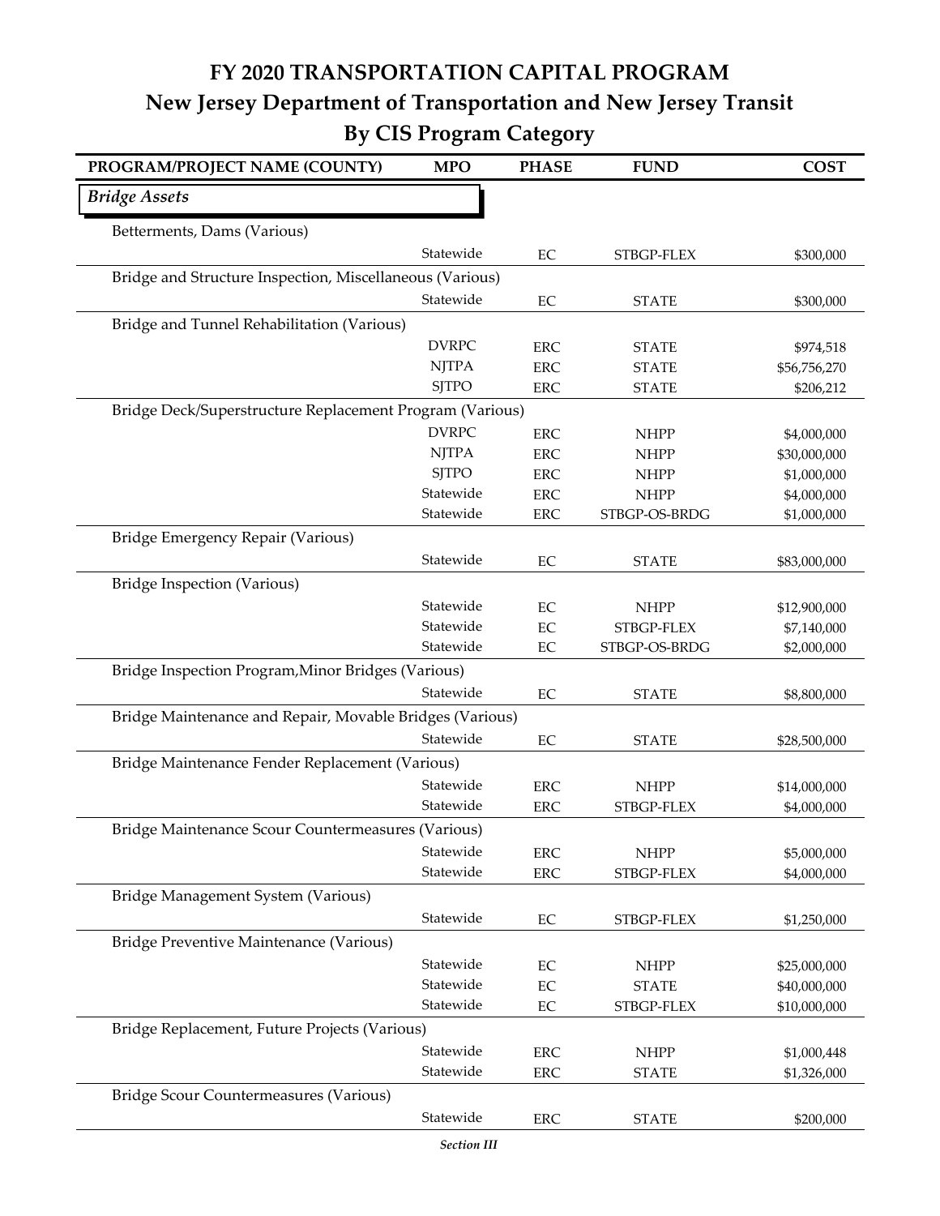# FY 2020 TRANSPORTATION CAPITAL PROGRAM

## New Jersey Department of Transportation and New Jersey Transit

## By CIS Program Category

| PROGRAM/PROJECT NAME (COUNTY) | MPO | PHASE | FUND | COST |
|---|---|---|---|---|
| ***Bridge Assets*** | | | | |
| Betterments, Dams (Various) | | | | |
| | Statewide | EC | STBGP-FLEX | $300,000 |
| Bridge and Structure Inspection, Miscellaneous (Various) | | | | |
| | Statewide | EC | STATE | $300,000 |
| Bridge and Tunnel Rehabilitation (Various) | | | | |
| | DVRPC | ERC | STATE | $974,518 |
| | NJTPA | ERC | STATE | $56,756,270 |
| | SJTPO | ERC | STATE | $206,212 |
| Bridge Deck/Superstructure Replacement Program (Various) | | | | |
| | DVRPC | ERC | NHPP | $4,000,000 |
| | NJTPA | ERC | NHPP | $30,000,000 |
| | SJTPO | ERC | NHPP | $1,000,000 |
| | Statewide | ERC | NHPP | $4,000,000 |
| | Statewide | ERC | STBGP-OS-BRDG | $1,000,000 |
| Bridge Emergency Repair (Various) | | | | |
| | Statewide | EC | STATE | $83,000,000 |
| Bridge Inspection (Various) | | | | |
| | Statewide | EC | NHPP | $12,900,000 |
| | Statewide | EC | STBGP-FLEX | $7,140,000 |
| | Statewide | EC | STBGP-OS-BRDG | $2,000,000 |
| Bridge Inspection Program,Minor Bridges (Various) | | | | |
| | Statewide | EC | STATE | $8,800,000 |
| Bridge Maintenance and Repair, Movable Bridges (Various) | | | | |
| | Statewide | EC | STATE | $28,500,000 |
| Bridge Maintenance Fender Replacement (Various) | | | | |
| | Statewide | ERC | NHPP | $14,000,000 |
| | Statewide | ERC | STBGP-FLEX | $4,000,000 |
| Bridge Maintenance Scour Countermeasures (Various) | | | | |
| | Statewide | ERC | NHPP | $5,000,000 |
| | Statewide | ERC | STBGP-FLEX | $4,000,000 |
| Bridge Management System (Various) | | | | |
| | Statewide | EC | STBGP-FLEX | $1,250,000 |
| Bridge Preventive Maintenance (Various) | | | | |
| | Statewide | EC | NHPP | $25,000,000 |
| | Statewide | EC | STATE | $40,000,000 |
| | Statewide | EC | STBGP-FLEX | $10,000,000 |
| Bridge Replacement, Future Projects (Various) | | | | |
| | Statewide | ERC | NHPP | $1,000,448 |
| | Statewide | ERC | STATE | $1,326,000 |
| Bridge Scour Countermeasures (Various) | | | | |
| | Statewide | ERC | STATE | $200,000 |

*Section III*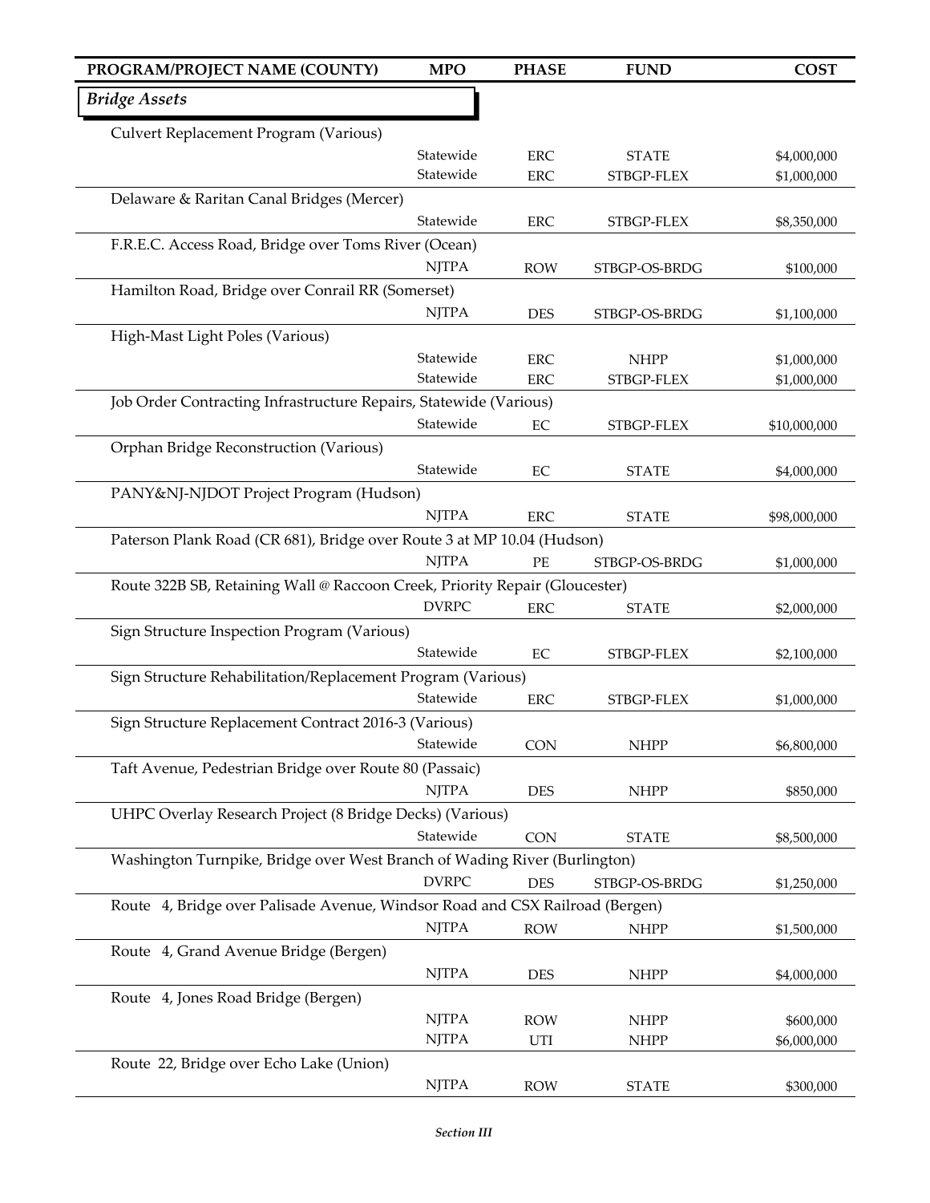| PROGRAM/PROJECT NAME (COUNTY) | MPO | PHASE | FUND | COST |
|---|---|---|---|---|
| ***Bridge Assets*** | | | | |
| Culvert Replacement Program (Various) | | | | |
| | Statewide | ERC | STATE | $4,000,000 |
| | Statewide | ERC | STBGP-FLEX | $1,000,000 |
| Delaware & Raritan Canal Bridges (Mercer) | | | | |
| | Statewide | ERC | STBGP-FLEX | $8,350,000 |
| F.R.E.C. Access Road, Bridge over Toms River (Ocean) | | | | |
| | NJTPA | ROW | STBGP-OS-BRDG | $100,000 |
| Hamilton Road, Bridge over Conrail RR (Somerset) | | | | |
| | NJTPA | DES | STBGP-OS-BRDG | $1,100,000 |
| High-Mast Light Poles (Various) | | | | |
| | Statewide | ERC | NHPP | $1,000,000 |
| | Statewide | ERC | STBGP-FLEX | $1,000,000 |
| Job Order Contracting Infrastructure Repairs, Statewide (Various) | | | | |
| | Statewide | EC | STBGP-FLEX | $10,000,000 |
| Orphan Bridge Reconstruction (Various) | | | | |
| | Statewide | EC | STATE | $4,000,000 |
| PANY&NJ-NJDOT Project Program (Hudson) | | | | |
| | NJTPA | ERC | STATE | $98,000,000 |
| Paterson Plank Road (CR 681), Bridge over Route 3 at MP 10.04 (Hudson) | | | | |
| | NJTPA | PE | STBGP-OS-BRDG | $1,000,000 |
| Route 322B SB, Retaining Wall @ Raccoon Creek, Priority Repair (Gloucester) | | | | |
| | DVRPC | ERC | STATE | $2,000,000 |
| Sign Structure Inspection Program (Various) | | | | |
| | Statewide | EC | STBGP-FLEX | $2,100,000 |
| Sign Structure Rehabilitation/Replacement Program (Various) | | | | |
| | Statewide | ERC | STBGP-FLEX | $1,000,000 |
| Sign Structure Replacement Contract 2016-3 (Various) | | | | |
| | Statewide | CON | NHPP | $6,800,000 |
| Taft Avenue, Pedestrian Bridge over Route 80 (Passaic) | | | | |
| | NJTPA | DES | NHPP | $850,000 |
| UHPC Overlay Research Project (8 Bridge Decks) (Various) | | | | |
| | Statewide | CON | STATE | $8,500,000 |
| Washington Turnpike, Bridge over West Branch of Wading River (Burlington) | | | | |
| | DVRPC | DES | STBGP-OS-BRDG | $1,250,000 |
| Route 4, Bridge over Palisade Avenue, Windsor Road and CSX Railroad (Bergen) | | | | |
| | NJTPA | ROW | NHPP | $1,500,000 |
| Route 4, Grand Avenue Bridge (Bergen) | | | | |
| | NJTPA | DES | NHPP | $4,000,000 |
| Route 4, Jones Road Bridge (Bergen) | | | | |
| | NJTPA | ROW | NHPP | $600,000 |
| | NJTPA | UTI | NHPP | $6,000,000 |
| Route 22, Bridge over Echo Lake (Union) | | | | |
| | NJTPA | ROW | STATE | $300,000 |

*Section III*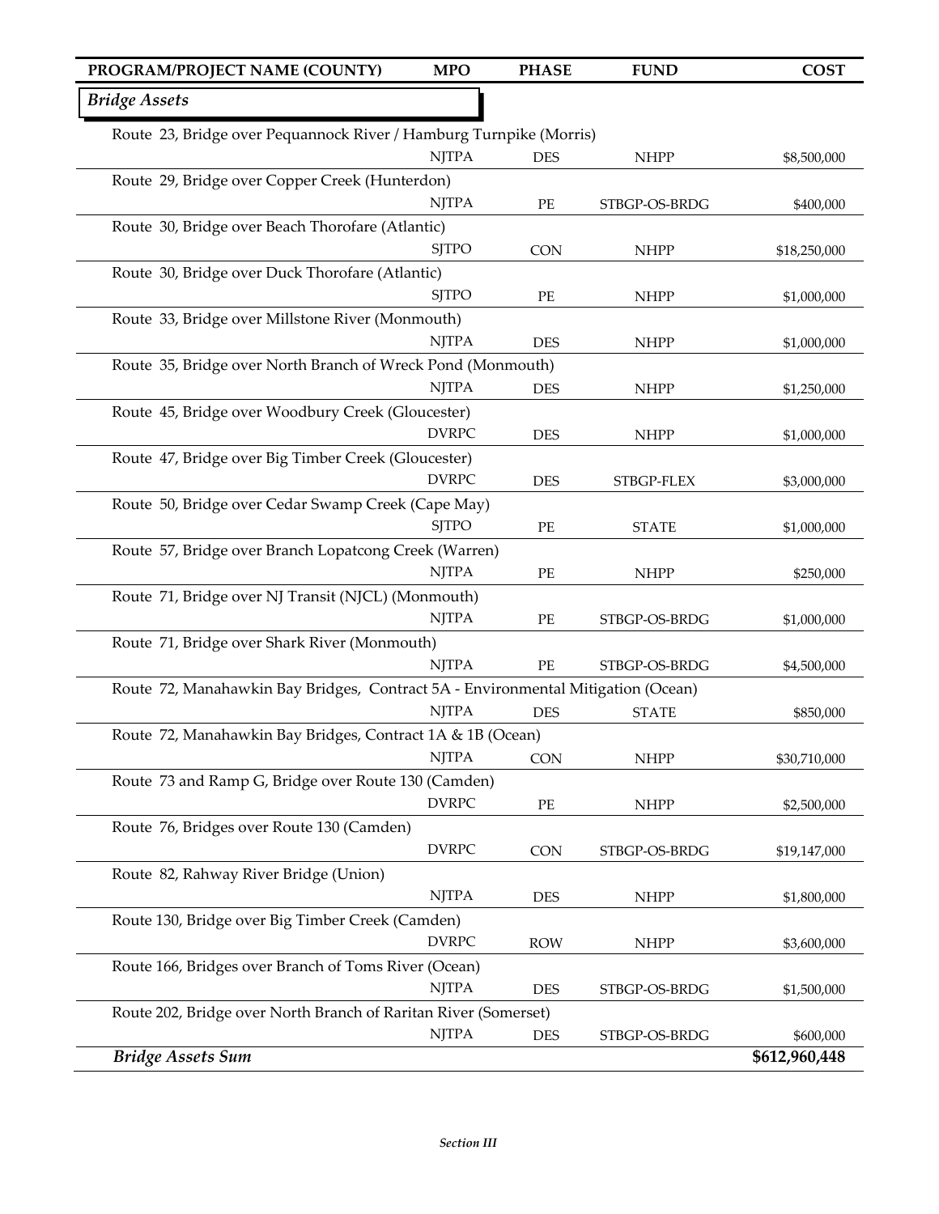| PROGRAM/PROJECT NAME (COUNTY) | MPO | PHASE | FUND | COST |
|---|---|---|---|---|
| ***Bridge Assets*** | | | | |
| Route 23, Bridge over Pequannock River / Hamburg Turnpike (Morris) | NJTPA | DES | NHPP | $8,500,000 |
| Route 29, Bridge over Copper Creek (Hunterdon) | NJTPA | PE | STBGP-OS-BRDG | $400,000 |
| Route 30, Bridge over Beach Thorofare (Atlantic) | SJTPO | CON | NHPP | $18,250,000 |
| Route 30, Bridge over Duck Thorofare (Atlantic) | SJTPO | PE | NHPP | $1,000,000 |
| Route 33, Bridge over Millstone River (Monmouth) | NJTPA | DES | NHPP | $1,000,000 |
| Route 35, Bridge over North Branch of Wreck Pond (Monmouth) | NJTPA | DES | NHPP | $1,250,000 |
| Route 45, Bridge over Woodbury Creek (Gloucester) | DVRPC | DES | NHPP | $1,000,000 |
| Route 47, Bridge over Big Timber Creek (Gloucester) | DVRPC | DES | STBGP-FLEX | $3,000,000 |
| Route 50, Bridge over Cedar Swamp Creek (Cape May) | SJTPO | PE | STATE | $1,000,000 |
| Route 57, Bridge over Branch Lopatcong Creek (Warren) | NJTPA | PE | NHPP | $250,000 |
| Route 71, Bridge over NJ Transit (NJCL) (Monmouth) | NJTPA | PE | STBGP-OS-BRDG | $1,000,000 |
| Route 71, Bridge over Shark River (Monmouth) | NJTPA | PE | STBGP-OS-BRDG | $4,500,000 |
| Route 72, Manahawkin Bay Bridges, Contract 5A - Environmental Mitigation (Ocean) | NJTPA | DES | STATE | $850,000 |
| Route 72, Manahawkin Bay Bridges, Contract 1A & 1B (Ocean) | NJTPA | CON | NHPP | $30,710,000 |
| Route 73 and Ramp G, Bridge over Route 130 (Camden) | DVRPC | PE | NHPP | $2,500,000 |
| Route 76, Bridges over Route 130 (Camden) | DVRPC | CON | STBGP-OS-BRDG | $19,147,000 |
| Route 82, Rahway River Bridge (Union) | NJTPA | DES | NHPP | $1,800,000 |
| Route 130, Bridge over Big Timber Creek (Camden) | DVRPC | ROW | NHPP | $3,600,000 |
| Route 166, Bridges over Branch of Toms River (Ocean) | NJTPA | DES | STBGP-OS-BRDG | $1,500,000 |
| Route 202, Bridge over North Branch of Raritan River (Somerset) | NJTPA | DES | STBGP-OS-BRDG | $600,000 |
| ***Bridge Assets Sum*** | | | | **$612,960,448** |